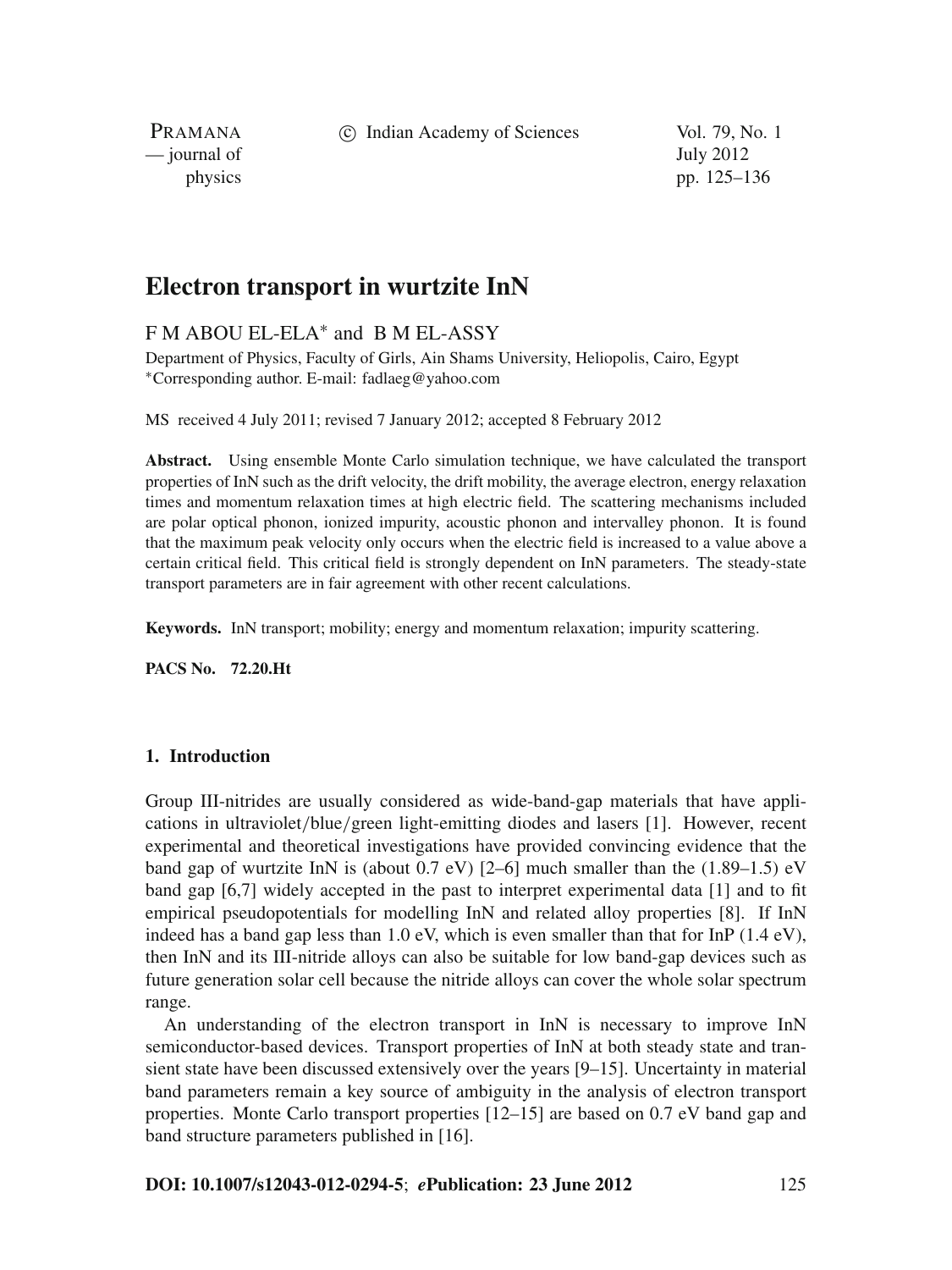# Electron transport in wurtzite InN

F M ABOU EL-ELA* and B M EL-ASSY

Department of Physics, Faculty of Girls, Ain Shams University, Heliopolis, Cairo, Egypt
*Corresponding author. E-mail: fadlaeg@yahoo.com

MS received 4 July 2011; revised 7 January 2012; accepted 8 February 2012

**Abstract.** Using ensemble Monte Carlo simulation technique, we have calculated the transport properties of InN such as the drift velocity, the drift mobility, the average electron, energy relaxation times and momentum relaxation times at high electric field. The scattering mechanisms included are polar optical phonon, ionized impurity, acoustic phonon and intervalley phonon. It is found that the maximum peak velocity only occurs when the electric field is increased to a value above a certain critical field. This critical field is strongly dependent on InN parameters. The steady-state transport parameters are in fair agreement with other recent calculations.

**Keywords.** InN transport; mobility; energy and momentum relaxation; impurity scattering.

**PACS No. 72.20.Ht**

## 1. Introduction

Group III-nitrides are usually considered as wide-band-gap materials that have applications in ultraviolet/blue/green light-emitting diodes and lasers [1]. However, recent experimental and theoretical investigations have provided convincing evidence that the band gap of wurtzite InN is (about 0.7 eV) [2–6] much smaller than the (1.89–1.5) eV band gap [6,7] widely accepted in the past to interpret experimental data [1] and to fit empirical pseudopotentials for modelling InN and related alloy properties [8]. If InN indeed has a band gap less than 1.0 eV, which is even smaller than that for InP (1.4 eV), then InN and its III-nitride alloys can also be suitable for low band-gap devices such as future generation solar cell because the nitride alloys can cover the whole solar spectrum range.

An understanding of the electron transport in InN is necessary to improve InN semiconductor-based devices. Transport properties of InN at both steady state and transient state have been discussed extensively over the years [9–15]. Uncertainty in material band parameters remain a key source of ambiguity in the analysis of electron transport properties. Monte Carlo transport properties [12–15] are based on 0.7 eV band gap and band structure parameters published in [16].

**DOI: 10.1007/s12043-012-0294-5**; ***e*Publication: 23 June 2012**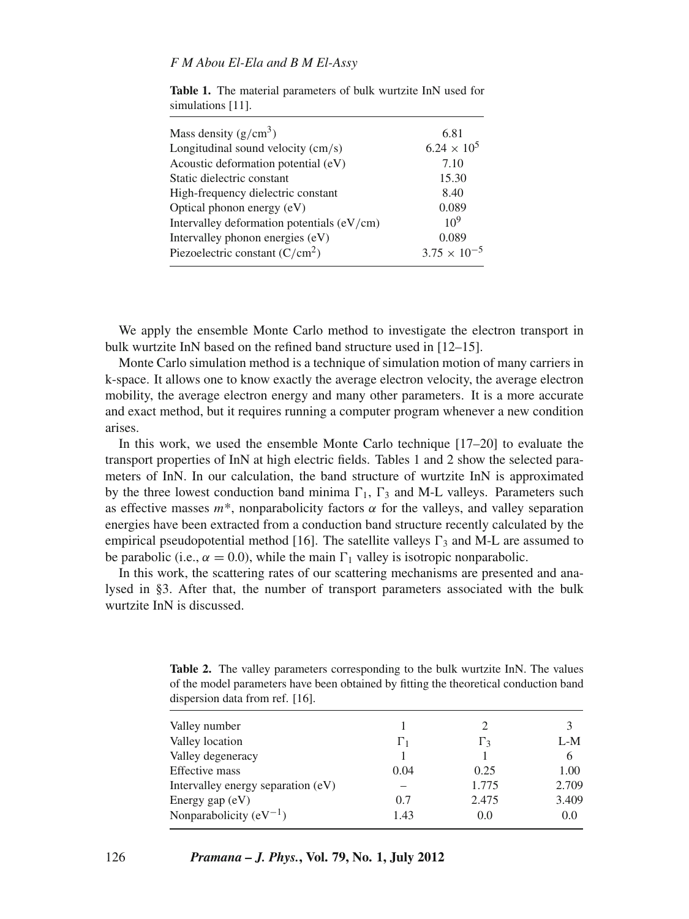**Table 1.** The material parameters of bulk wurtzite InN used for simulations [11].

| | |
|---|---|
| Mass density ($g/cm^3$) | 6.81 |
| Longitudinal sound velocity (cm/s) | $6.24 \times 10^5$ |
| Acoustic deformation potential (eV) | 7.10 |
| Static dielectric constant | 15.30 |
| High-frequency dielectric constant | 8.40 |
| Optical phonon energy (eV) | 0.089 |
| Intervalley deformation potentials (eV/cm) | $10^9$ |
| Intervalley phonon energies (eV) | 0.089 |
| Piezoelectric constant ($C/cm^2$) | $3.75 \times 10^{-5}$ |

We apply the ensemble Monte Carlo method to investigate the electron transport in bulk wurtzite InN based on the refined band structure used in [12–15].

Monte Carlo simulation method is a technique of simulation motion of many carriers in k-space. It allows one to know exactly the average electron velocity, the average electron mobility, the average electron energy and many other parameters. It is a more accurate and exact method, but it requires running a computer program whenever a new condition arises.

In this work, we used the ensemble Monte Carlo technique [17–20] to evaluate the transport properties of InN at high electric fields. Tables 1 and 2 show the selected parameters of InN. In our calculation, the band structure of wurtzite InN is approximated by the three lowest conduction band minima $\Gamma_1$, $\Gamma_3$ and M-L valleys. Parameters such as effective masses $m^*$, nonparabolicity factors $\alpha$ for the valleys, and valley separation energies have been extracted from a conduction band structure recently calculated by the empirical pseudopotential method [16]. The satellite valleys $\Gamma_3$ and M-L are assumed to be parabolic (i.e., $\alpha = 0.0$), while the main $\Gamma_1$ valley is isotropic nonparabolic.

In this work, the scattering rates of our scattering mechanisms are presented and analysed in §3. After that, the number of transport parameters associated with the bulk wurtzite InN is discussed.

**Table 2.** The valley parameters corresponding to the bulk wurtzite InN. The values of the model parameters have been obtained by fitting the theoretical conduction band dispersion data from ref. [16].

| | | | |
|---|---|---|---|
| Valley number | 1 | 2 | 3 |
| Valley location | $\Gamma_1$ | $\Gamma_3$ | L-M |
| Valley degeneracy | 1 | 1 | 6 |
| Effective mass | 0.04 | 0.25 | 1.00 |
| Intervalley energy separation (eV) | – | 1.775 | 2.709 |
| Energy gap (eV) | 0.7 | 2.475 | 3.409 |
| Nonparabolicity ($eV^{-1}$) | 1.43 | 0.0 | 0.0 |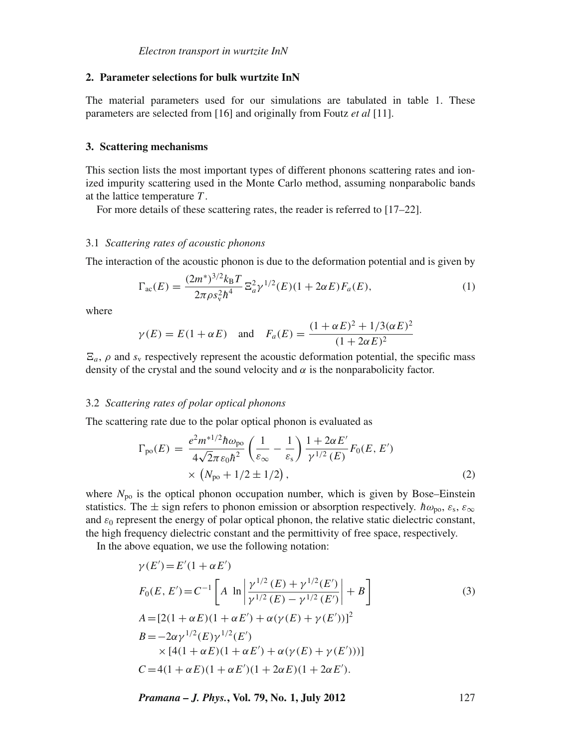## 2. Parameter selections for bulk wurtzite InN

The material parameters used for our simulations are tabulated in table 1. These parameters are selected from [16] and originally from Foutz *et al* [11].

## 3. Scattering mechanisms

This section lists the most important types of different phonons scattering rates and ionized impurity scattering used in the Monte Carlo method, assuming nonparabolic bands at the lattice temperature $T$.

For more details of these scattering rates, the reader is referred to [17–22].

### 3.1 *Scattering rates of acoustic phonons*

The interaction of the acoustic phonon is due to the deformation potential and is given by

$$\Gamma_{\mathrm{ac}}(E) = \frac{(2m^*)^{3/2} k_{\mathrm{B}} T}{2\pi \rho s_{\mathrm{v}}^2 \hbar^4} \Xi_a^2 \gamma^{1/2}(E)(1 + 2\alpha E) F_a(E), \tag{1}$$

where

$$\gamma(E) = E(1 + \alpha E) \quad \text{and} \quad F_a(E) = \frac{(1 + \alpha E)^2 + 1/3(\alpha E)^2}{(1 + 2\alpha E)^2}$$

$\Xi_a$, $\rho$ and $s_{\mathrm{v}}$ respectively represent the acoustic deformation potential, the specific mass density of the crystal and the sound velocity and $\alpha$ is the nonparabolicity factor.

### 3.2 *Scattering rates of polar optical phonons*

The scattering rate due to the polar optical phonon is evaluated as

$$\begin{aligned}\Gamma_{\mathrm{po}}(E) = \; & \frac{e^2 m^{*1/2} \hbar \omega_{\mathrm{po}}}{4\sqrt{2}\pi \varepsilon_0 \hbar^2} \left( \frac{1}{\varepsilon_\infty} - \frac{1}{\varepsilon_{\mathrm{s}}} \right) \frac{1 + 2\alpha E'}{\gamma^{1/2}(E)} F_0(E, E') \\ & \times \left( N_{\mathrm{po}} + 1/2 \pm 1/2 \right),\end{aligned} \tag{2}$$

where $N_{\mathrm{po}}$ is the optical phonon occupation number, which is given by Bose–Einstein statistics. The $\pm$ sign refers to phonon emission or absorption respectively. $\hbar\omega_{\mathrm{po}}$, $\varepsilon_{\mathrm{s}}$, $\varepsilon_\infty$ and $\varepsilon_0$ represent the energy of polar optical phonon, the relative static dielectric constant, the high frequency dielectric constant and the permittivity of free space, respectively.

In the above equation, we use the following notation:

$$\begin{aligned}
\gamma(E') &= E'(1 + \alpha E') \\
F_0(E, E') &= C^{-1} \left[ A \; \ln \left| \frac{\gamma^{1/2}(E) + \gamma^{1/2}(E')}{\gamma^{1/2}(E) - \gamma^{1/2}(E')} \right| + B \right] \\
A &= [2(1 + \alpha E)(1 + \alpha E') + \alpha(\gamma(E) + \gamma(E'))]^2 \\
B &= -2\alpha \gamma^{1/2}(E) \gamma^{1/2}(E') \\
&\quad \times [4(1 + \alpha E)(1 + \alpha E') + \alpha(\gamma(E) + \gamma(E')))] \\
C &= 4(1 + \alpha E)(1 + \alpha E')(1 + 2\alpha E)(1 + 2\alpha E').
\end{aligned} \tag{3}$$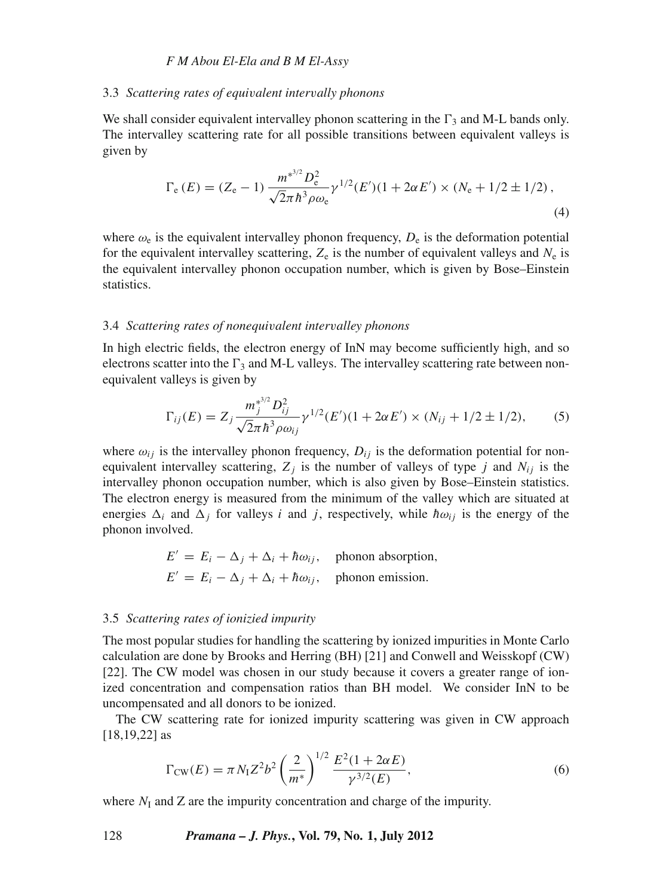### 3.3 *Scattering rates of equivalent intervally phonons*

We shall consider equivalent intervalley phonon scattering in the $\Gamma_3$ and M-L bands only. The intervalley scattering rate for all possible transitions between equivalent valleys is given by

$$\Gamma_{\mathrm{e}}(E) = (Z_{\mathrm{e}} - 1)\,\frac{m^{*^{3/2}} D_{\mathrm{e}}^2}{\sqrt{2}\pi\hbar^3\rho\omega_{\mathrm{e}}}\gamma^{1/2}(E')(1 + 2\alpha E') \times (N_{\mathrm{e}} + 1/2 \pm 1/2)\,, \tag{4}$$

where $\omega_{\mathrm{e}}$ is the equivalent intervalley phonon frequency, $D_{\mathrm{e}}$ is the deformation potential for the equivalent intervalley scattering, $Z_{\mathrm{e}}$ is the number of equivalent valleys and $N_{\mathrm{e}}$ is the equivalent intervalley phonon occupation number, which is given by Bose–Einstein statistics.

### 3.4 *Scattering rates of nonequivalent intervalley phonons*

In high electric fields, the electron energy of InN may become sufficiently high, and so electrons scatter into the $\Gamma_3$ and M-L valleys. The intervalley scattering rate between non-equivalent valleys is given by

$$\Gamma_{ij}(E) = Z_j\,\frac{m_j^{*^{3/2}} D_{ij}^2}{\sqrt{2}\pi\hbar^3\rho\omega_{ij}}\gamma^{1/2}(E')(1 + 2\alpha E') \times (N_{ij} + 1/2 \pm 1/2), \tag{5}$$

where $\omega_{ij}$ is the intervalley phonon frequency, $D_{ij}$ is the deformation potential for non-equivalent intervalley scattering, $Z_j$ is the number of valleys of type $j$ and $N_{ij}$ is the intervalley phonon occupation number, which is also given by Bose–Einstein statistics. The electron energy is measured from the minimum of the valley which are situated at energies $\Delta_i$ and $\Delta_j$ for valleys $i$ and $j$, respectively, while $\hbar\omega_{ij}$ is the energy of the phonon involved.

$$E' = E_i - \Delta_j + \Delta_i + \hbar\omega_{ij}, \quad \text{phonon absorption,}$$
$$E' = E_i - \Delta_j + \Delta_i + \hbar\omega_{ij}, \quad \text{phonon emission.}$$

### 3.5 *Scattering rates of ionizied impurity*

The most popular studies for handling the scattering by ionized impurities in Monte Carlo calculation are done by Brooks and Herring (BH) [21] and Conwell and Weisskopf (CW) [22]. The CW model was chosen in our study because it covers a greater range of ionized concentration and compensation ratios than BH model. We consider InN to be uncompensated and all donors to be ionized.

The CW scattering rate for ionized impurity scattering was given in CW approach [18,19,22] as

$$\Gamma_{\mathrm{CW}}(E) = \pi N_{\mathrm{I}} Z^2 b^2 \left(\frac{2}{m^*}\right)^{1/2} \frac{E^2(1 + 2\alpha E)}{\gamma^{3/2}(E)}, \tag{6}$$

where $N_{\mathrm{I}}$ and Z are the impurity concentration and charge of the impurity.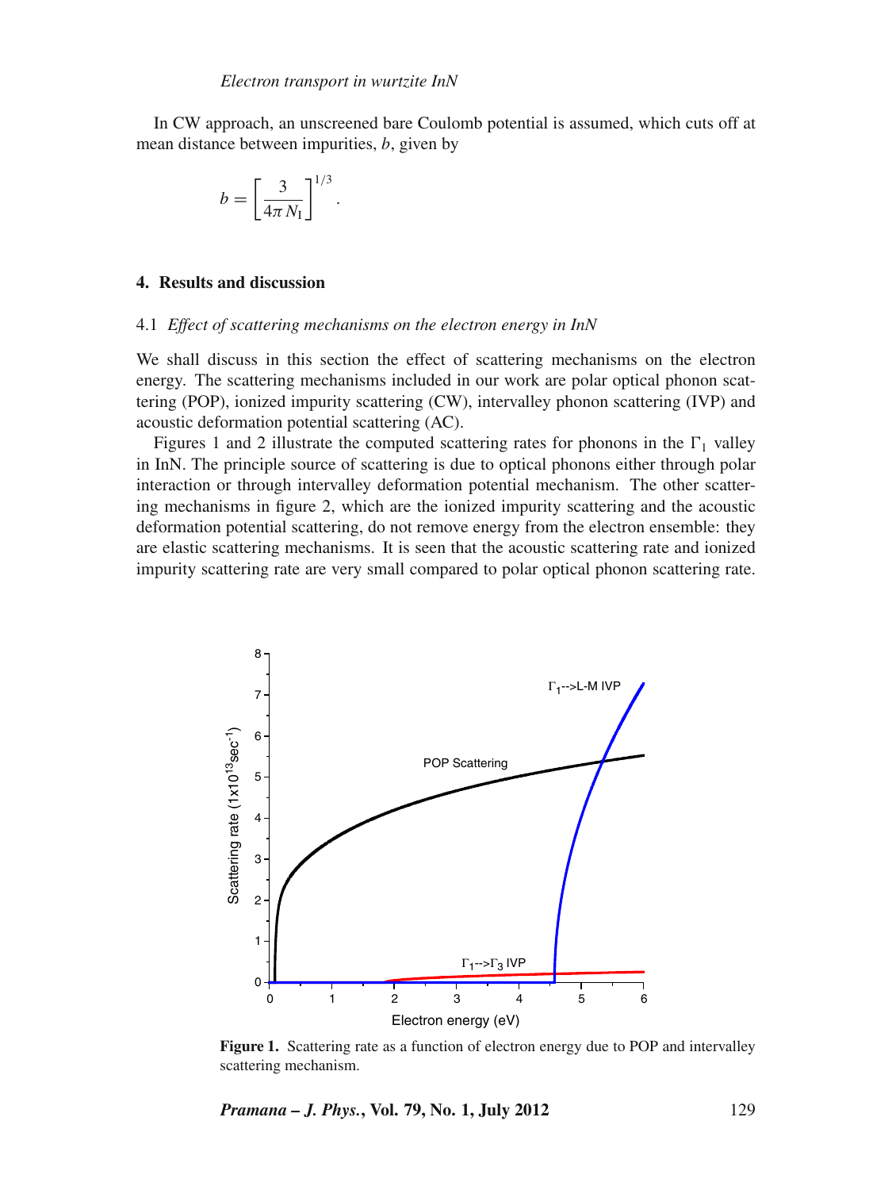In CW approach, an unscreened bare Coulomb potential is assumed, which cuts off at mean distance between impurities, $b$, given by

$$b = \left[\frac{3}{4\pi N_{\mathrm{I}}}\right]^{1/3}.$$

## 4. Results and discussion

### 4.1 *Effect of scattering mechanisms on the electron energy in InN*

We shall discuss in this section the effect of scattering mechanisms on the electron energy. The scattering mechanisms included in our work are polar optical phonon scattering (POP), ionized impurity scattering (CW), intervalley phonon scattering (IVP) and acoustic deformation potential scattering (AC).

Figures 1 and 2 illustrate the computed scattering rates for phonons in the $\Gamma_1$ valley in InN. The principle source of scattering is due to optical phonons either through polar interaction or through intervalley deformation potential mechanism. The other scattering mechanisms in figure 2, which are the ionized impurity scattering and the acoustic deformation potential scattering, do not remove energy from the electron ensemble: they are elastic scattering mechanisms. It is seen that the acoustic scattering rate and ionized impurity scattering rate are very small compared to polar optical phonon scattering rate.

**Figure 1.** Scattering rate as a function of electron energy due to POP and intervalley scattering mechanism.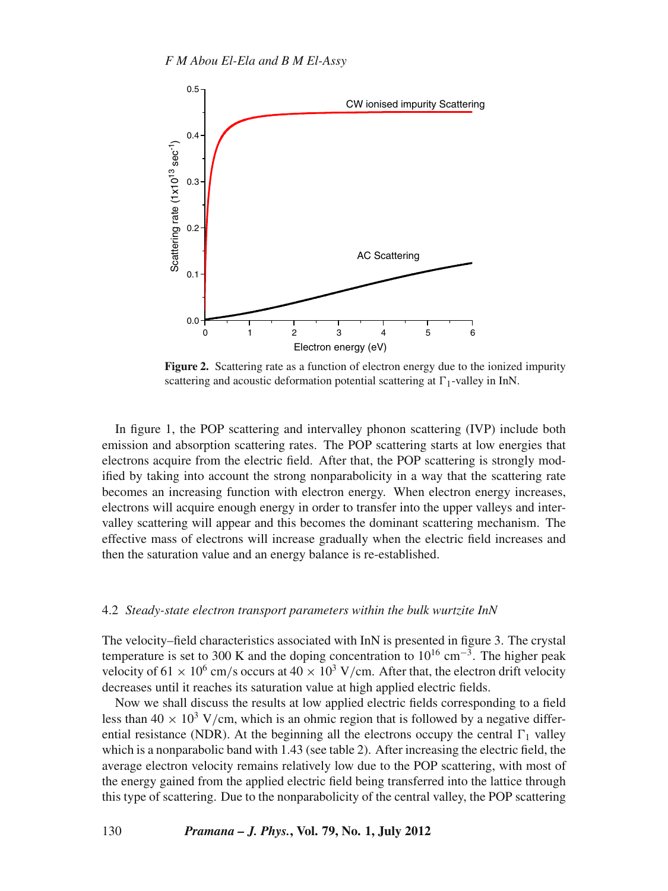**Figure 2.** Scattering rate as a function of electron energy due to the ionized impurity scattering and acoustic deformation potential scattering at $\Gamma_1$-valley in InN.

In figure 1, the POP scattering and intervalley phonon scattering (IVP) include both emission and absorption scattering rates. The POP scattering starts at low energies that electrons acquire from the electric field. After that, the POP scattering is strongly modified by taking into account the strong nonparabolicity in a way that the scattering rate becomes an increasing function with electron energy. When electron energy increases, electrons will acquire enough energy in order to transfer into the upper valleys and intervalley scattering will appear and this becomes the dominant scattering mechanism. The effective mass of electrons will increase gradually when the electric field increases and then the saturation value and an energy balance is re-established.

### 4.2 *Steady-state electron transport parameters within the bulk wurtzite InN*

The velocity–field characteristics associated with InN is presented in figure 3. The crystal temperature is set to 300 K and the doping concentration to $10^{16}$ $\text{cm}^{-3}$. The higher peak velocity of $61 \times 10^6$ cm/s occurs at $40 \times 10^3$ V/cm. After that, the electron drift velocity decreases until it reaches its saturation value at high applied electric fields.

Now we shall discuss the results at low applied electric fields corresponding to a field less than $40 \times 10^3$ V/cm, which is an ohmic region that is followed by a negative differential resistance (NDR). At the beginning all the electrons occupy the central $\Gamma_1$ valley which is a nonparabolic band with 1.43 (see table 2). After increasing the electric field, the average electron velocity remains relatively low due to the POP scattering, with most of the energy gained from the applied electric field being transferred into the lattice through this type of scattering. Due to the nonparabolicity of the central valley, the POP scattering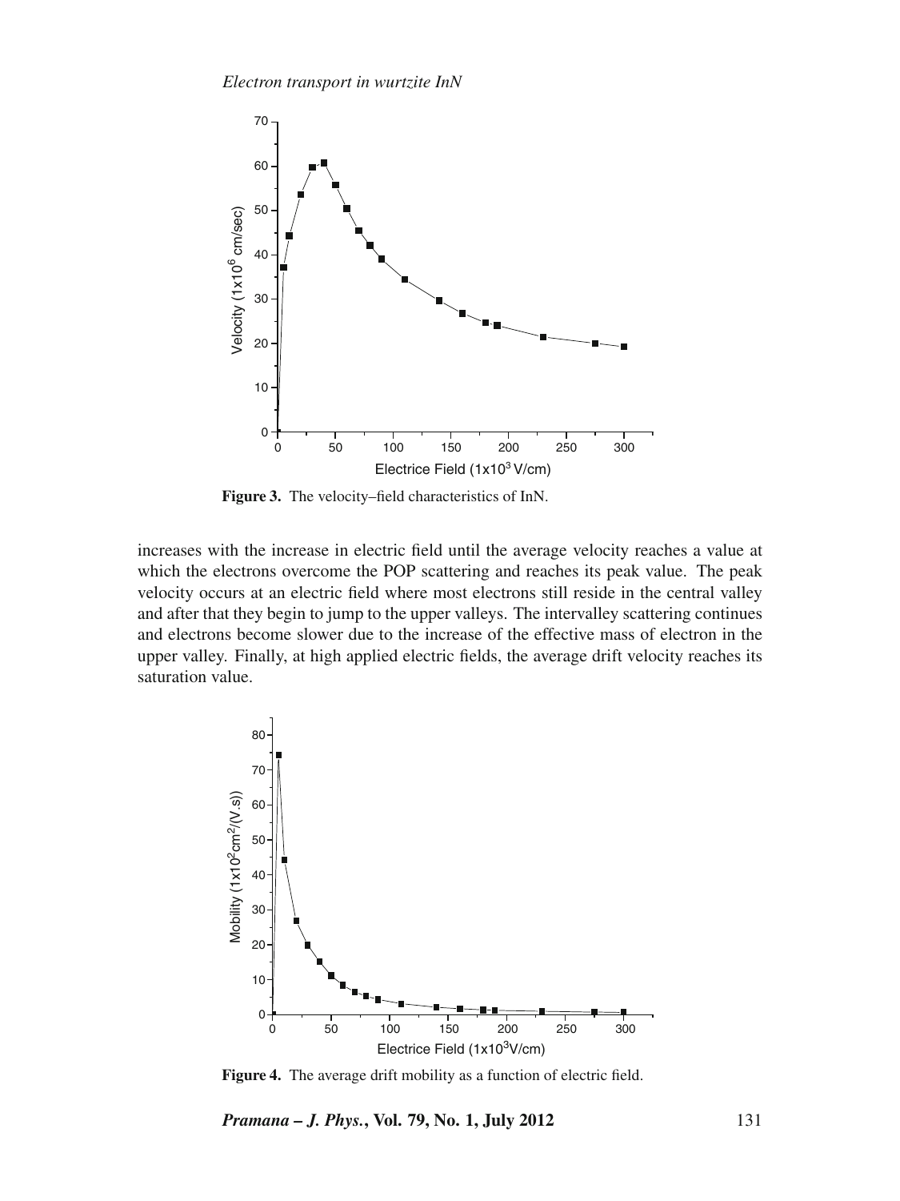**Figure 3.** The velocity–field characteristics of InN.

increases with the increase in electric field until the average velocity reaches a value at which the electrons overcome the POP scattering and reaches its peak value. The peak velocity occurs at an electric field where most electrons still reside in the central valley and after that they begin to jump to the upper valleys. The intervalley scattering continues and electrons become slower due to the increase of the effective mass of electron in the upper valley. Finally, at high applied electric fields, the average drift velocity reaches its saturation value.

**Figure 4.** The average drift mobility as a function of electric field.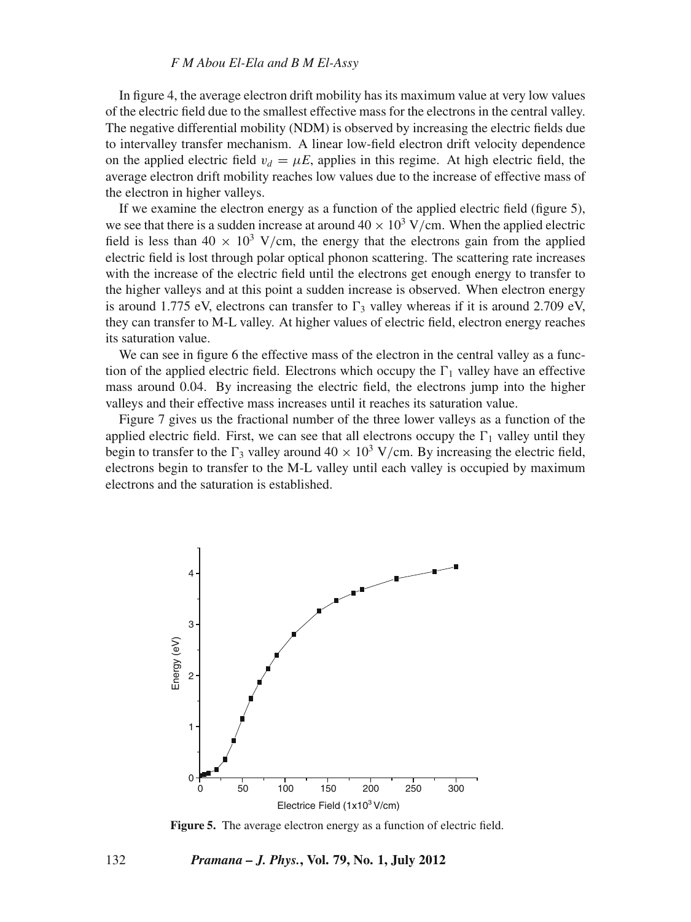In figure 4, the average electron drift mobility has its maximum value at very low values of the electric field due to the smallest effective mass for the electrons in the central valley. The negative differential mobility (NDM) is observed by increasing the electric fields due to intervalley transfer mechanism. A linear low-field electron drift velocity dependence on the applied electric field $v_d = \mu E$, applies in this regime. At high electric field, the average electron drift mobility reaches low values due to the increase of effective mass of the electron in higher valleys.

If we examine the electron energy as a function of the applied electric field (figure 5), we see that there is a sudden increase at around $40 \times 10^3$ V/cm. When the applied electric field is less than $40 \times 10^3$ V/cm, the energy that the electrons gain from the applied electric field is lost through polar optical phonon scattering. The scattering rate increases with the increase of the electric field until the electrons get enough energy to transfer to the higher valleys and at this point a sudden increase is observed. When electron energy is around 1.775 eV, electrons can transfer to $\Gamma_3$ valley whereas if it is around 2.709 eV, they can transfer to M-L valley. At higher values of electric field, electron energy reaches its saturation value.

We can see in figure 6 the effective mass of the electron in the central valley as a function of the applied electric field. Electrons which occupy the $\Gamma_1$ valley have an effective mass around 0.04. By increasing the electric field, the electrons jump into the higher valleys and their effective mass increases until it reaches its saturation value.

Figure 7 gives us the fractional number of the three lower valleys as a function of the applied electric field. First, we can see that all electrons occupy the $\Gamma_1$ valley until they begin to transfer to the $\Gamma_3$ valley around $40 \times 10^3$ V/cm. By increasing the electric field, electrons begin to transfer to the M-L valley until each valley is occupied by maximum electrons and the saturation is established.

**Figure 5.** The average electron energy as a function of electric field.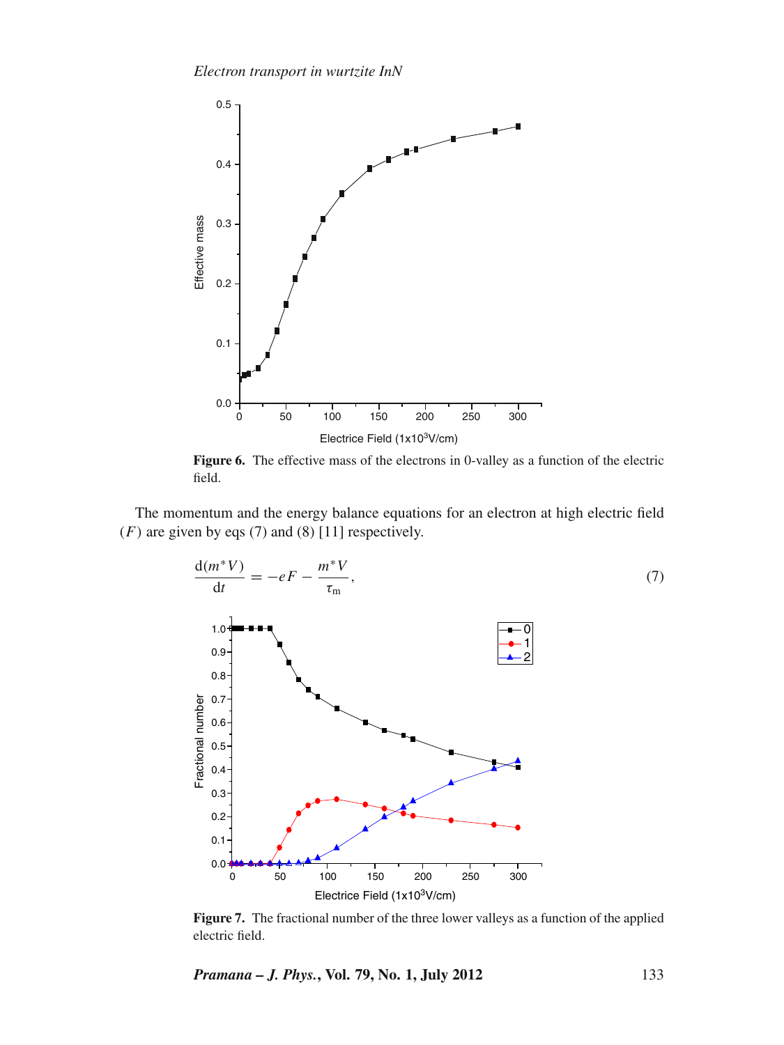Figure 6. The effective mass of the electrons in 0-valley as a function of the electric field.

The momentum and the energy balance equations for an electron at high electric field ($F$) are given by eqs (7) and (8) [11] respectively.

$$\frac{\mathrm{d}(m^* V)}{\mathrm{d}t} = -eF - \frac{m^* V}{\tau_\mathrm{m}}, \tag{7}$$

Figure 7. The fractional number of the three lower valleys as a function of the applied electric field.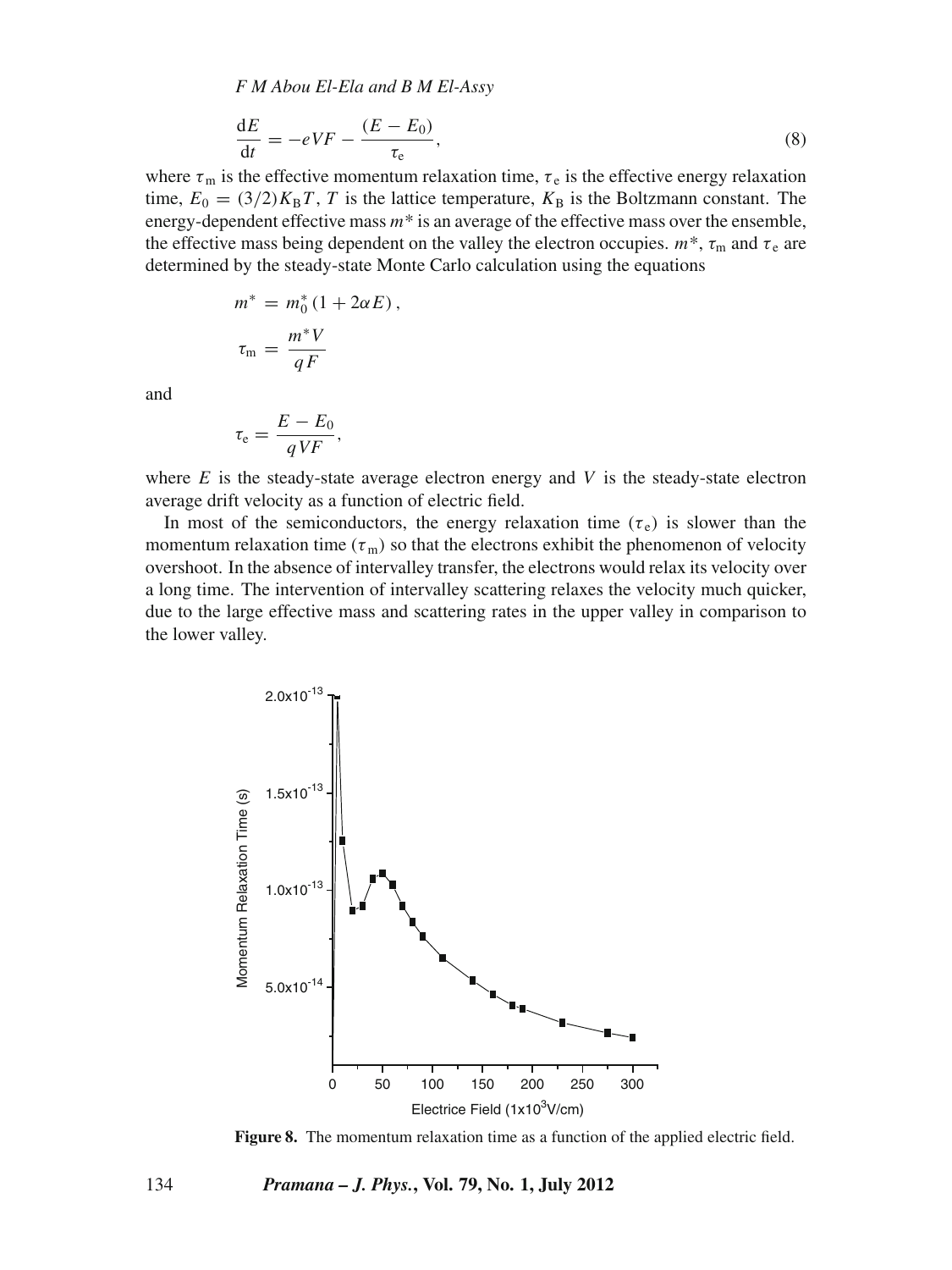$$\frac{dE}{dt} = -eVF - \frac{(E - E_0)}{\tau_e}, \tag{8}$$

where $\tau_m$ is the effective momentum relaxation time, $\tau_e$ is the effective energy relaxation time, $E_0 = (3/2)K_B T$, $T$ is the lattice temperature, $K_B$ is the Boltzmann constant. The energy-dependent effective mass $m^*$ is an average of the effective mass over the ensemble, the effective mass being dependent on the valley the electron occupies. $m^*$, $\tau_m$ and $\tau_e$ are determined by the steady-state Monte Carlo calculation using the equations

$$m^* = m_0^* (1 + 2\alpha E),$$

$$\tau_m = \frac{m^* V}{qF}$$

and

$$\tau_e = \frac{E - E_0}{qVF},$$

where $E$ is the steady-state average electron energy and $V$ is the steady-state electron average drift velocity as a function of electric field.

In most of the semiconductors, the energy relaxation time ($\tau_e$) is slower than the momentum relaxation time ($\tau_m$) so that the electrons exhibit the phenomenon of velocity overshoot. In the absence of intervalley transfer, the electrons would relax its velocity over a long time. The intervention of intervalley scattering relaxes the velocity much quicker, due to the large effective mass and scattering rates in the upper valley in comparison to the lower valley.

**Figure 8.** The momentum relaxation time as a function of the applied electric field.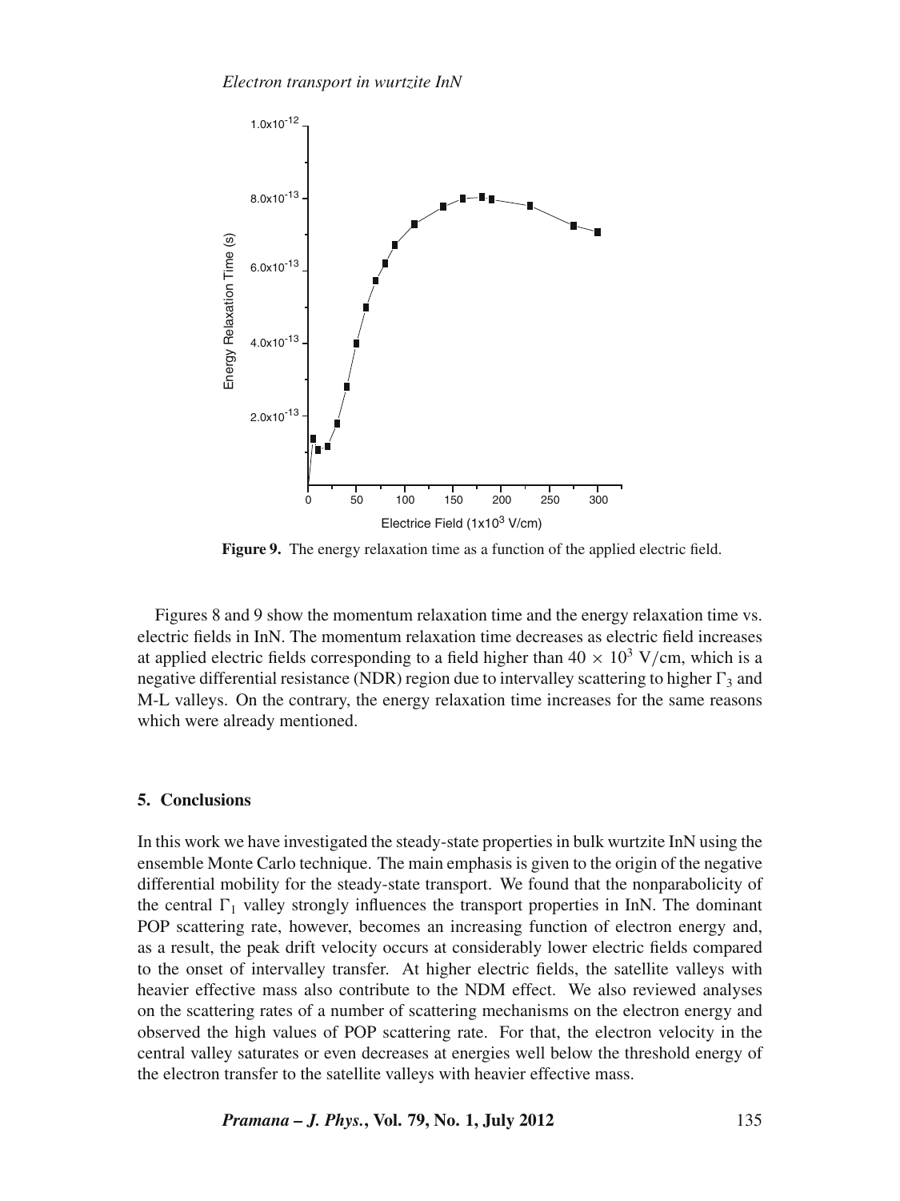**Figure 9.** The energy relaxation time as a function of the applied electric field.

Figures 8 and 9 show the momentum relaxation time and the energy relaxation time vs. electric fields in InN. The momentum relaxation time decreases as electric field increases at applied electric fields corresponding to a field higher than $40 \times 10^3$ V/cm, which is a negative differential resistance (NDR) region due to intervalley scattering to higher $\Gamma_3$ and M-L valleys. On the contrary, the energy relaxation time increases for the same reasons which were already mentioned.

## 5. Conclusions

In this work we have investigated the steady-state properties in bulk wurtzite InN using the ensemble Monte Carlo technique. The main emphasis is given to the origin of the negative differential mobility for the steady-state transport. We found that the nonparabolicity of the central $\Gamma_1$ valley strongly influences the transport properties in InN. The dominant POP scattering rate, however, becomes an increasing function of electron energy and, as a result, the peak drift velocity occurs at considerably lower electric fields compared to the onset of intervalley transfer. At higher electric fields, the satellite valleys with heavier effective mass also contribute to the NDM effect. We also reviewed analyses on the scattering rates of a number of scattering mechanisms on the electron energy and observed the high values of POP scattering rate. For that, the electron velocity in the central valley saturates or even decreases at energies well below the threshold energy of the electron transfer to the satellite valleys with heavier effective mass.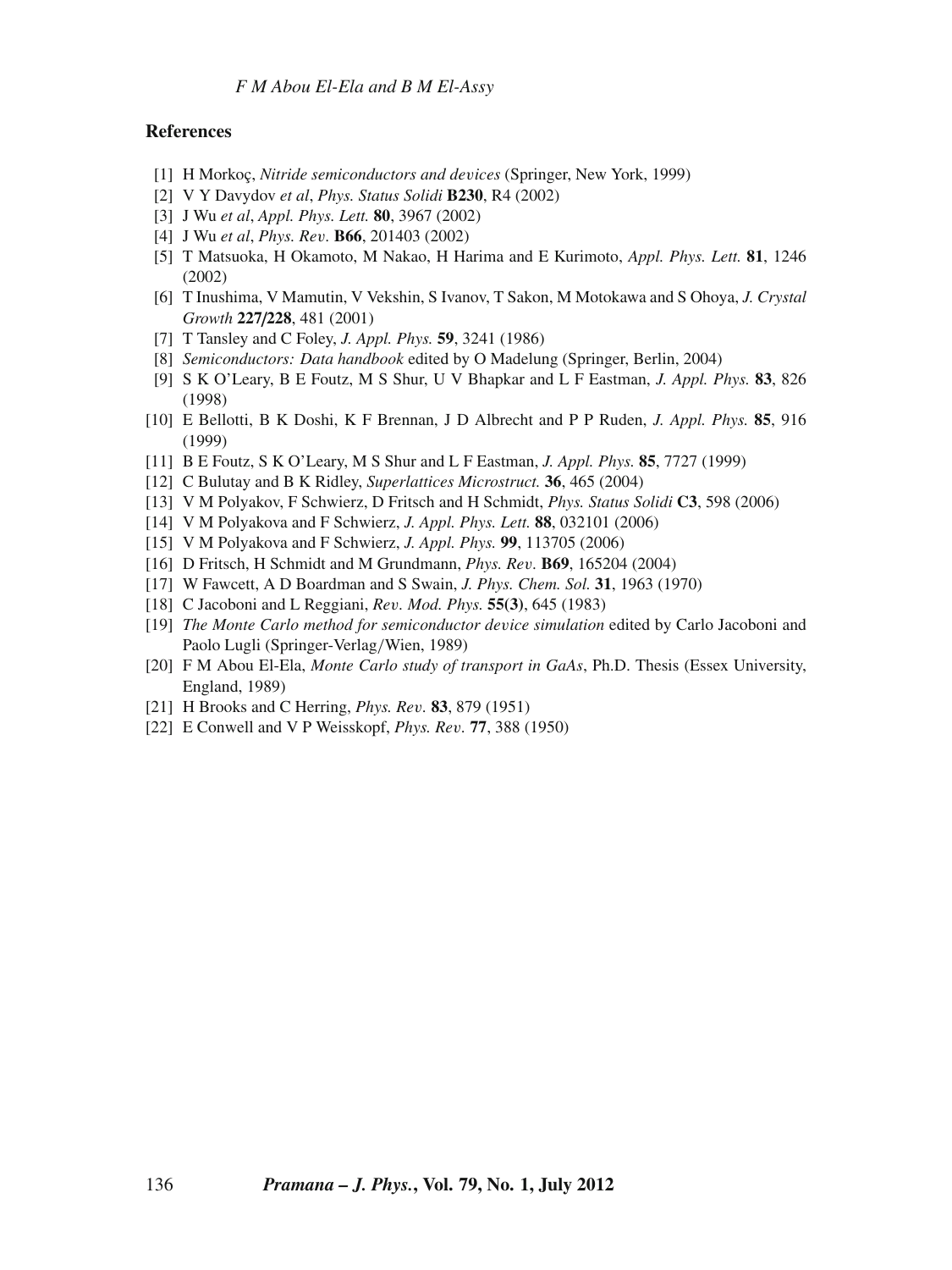## References

[1] H Morkoç, *Nitride semiconductors and devices* (Springer, New York, 1999)

[2] V Y Davydov *et al*, *Phys. Status Solidi* **B230**, R4 (2002)

[3] J Wu *et al*, *Appl. Phys. Lett.* **80**, 3967 (2002)

[4] J Wu *et al*, *Phys. Rev.* **B66**, 201403 (2002)

[5] T Matsuoka, H Okamoto, M Nakao, H Harima and E Kurimoto, *Appl. Phys. Lett.* **81**, 1246 (2002)

[6] T Inushima, V Mamutin, V Vekshin, S Ivanov, T Sakon, M Motokawa and S Ohoya, *J. Crystal Growth* **227/228**, 481 (2001)

[7] T Tansley and C Foley, *J. Appl. Phys.* **59**, 3241 (1986)

[8] *Semiconductors: Data handbook* edited by O Madelung (Springer, Berlin, 2004)

[9] S K O'Leary, B E Foutz, M S Shur, U V Bhapkar and L F Eastman, *J. Appl. Phys.* **83**, 826 (1998)

[10] E Bellotti, B K Doshi, K F Brennan, J D Albrecht and P P Ruden, *J. Appl. Phys.* **85**, 916 (1999)

[11] B E Foutz, S K O'Leary, M S Shur and L F Eastman, *J. Appl. Phys.* **85**, 7727 (1999)

[12] C Bulutay and B K Ridley, *Superlattices Microstruct.* **36**, 465 (2004)

[13] V M Polyakov, F Schwierz, D Fritsch and H Schmidt, *Phys. Status Solidi* **C3**, 598 (2006)

[14] V M Polyakova and F Schwierz, *J. Appl. Phys. Lett.* **88**, 032101 (2006)

[15] V M Polyakova and F Schwierz, *J. Appl. Phys.* **99**, 113705 (2006)

[16] D Fritsch, H Schmidt and M Grundmann, *Phys. Rev.* **B69**, 165204 (2004)

[17] W Fawcett, A D Boardman and S Swain, *J. Phys. Chem. Sol.* **31**, 1963 (1970)

[18] C Jacoboni and L Reggiani, *Rev. Mod. Phys.* **55(3)**, 645 (1983)

[19] *The Monte Carlo method for semiconductor device simulation* edited by Carlo Jacoboni and Paolo Lugli (Springer-Verlag/Wien, 1989)

[20] F M Abou El-Ela, *Monte Carlo study of transport in GaAs*, Ph.D. Thesis (Essex University, England, 1989)

[21] H Brooks and C Herring, *Phys. Rev.* **83**, 879 (1951)

[22] E Conwell and V P Weisskopf, *Phys. Rev.* **77**, 388 (1950)